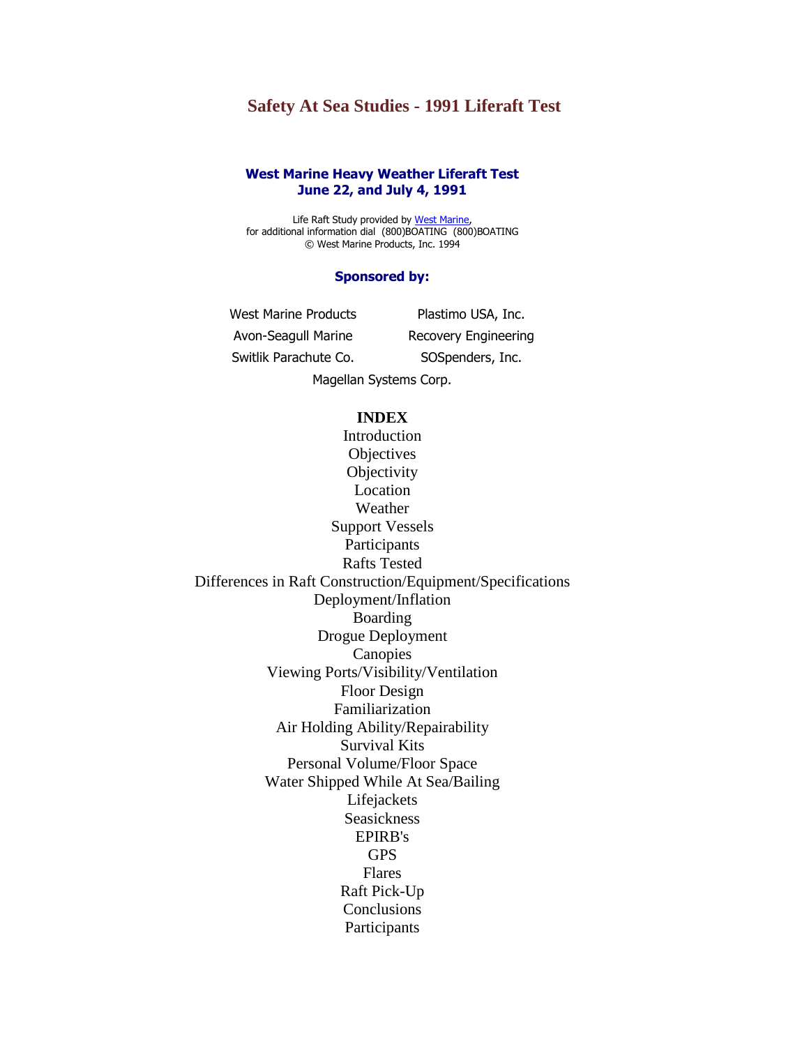# Safety At Sea Studies - 1991 Liferaft Test

## West Marine Heavy Weather Liferaft Test
## June 22, and July 4, 1991

Life Raft Study provided by West Marine,
for additional information dial (800)BOATING (800)BOATING
© West Marine Products, Inc. 1994

### Sponsored by:

| | |
|---|---|
| West Marine Products | Plastimo USA, Inc. |
| Avon-Seagull Marine | Recovery Engineering |
| Switlik Parachute Co. | SOSpenders, Inc. |

Magellan Systems Corp.

**INDEX**

- Introduction
- Objectives
- Objectivity
- Location
- Weather
- Support Vessels
- Participants
- Rafts Tested
- Differences in Raft Construction/Equipment/Specifications
- Deployment/Inflation
- Boarding
- Drogue Deployment
- Canopies
- Viewing Ports/Visibility/Ventilation
- Floor Design
- Familiarization
- Air Holding Ability/Repairability
- Survival Kits
- Personal Volume/Floor Space
- Water Shipped While At Sea/Bailing
- Lifejackets
- Seasickness
- EPIRB's
- GPS
- Flares
- Raft Pick-Up
- Conclusions
- Participants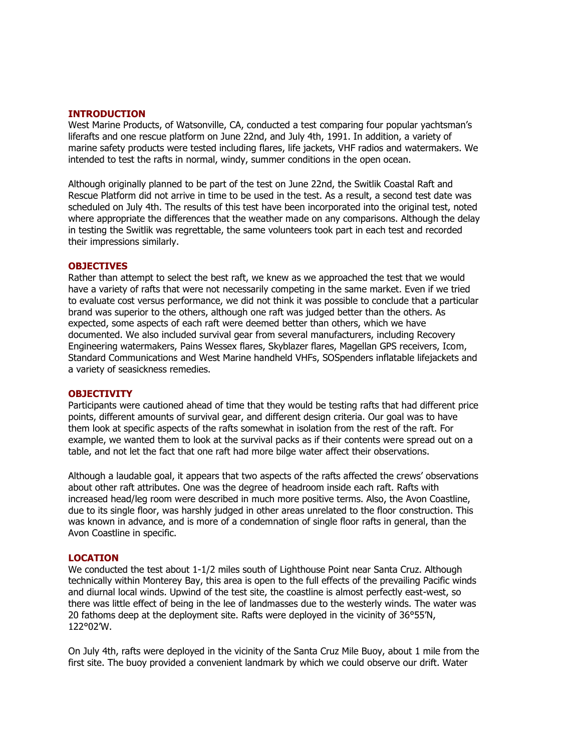## INTRODUCTION

West Marine Products, of Watsonville, CA, conducted a test comparing four popular yachtsman's liferafts and one rescue platform on June 22nd, and July 4th, 1991. In addition, a variety of marine safety products were tested including flares, life jackets, VHF radios and watermakers. We intended to test the rafts in normal, windy, summer conditions in the open ocean.

Although originally planned to be part of the test on June 22nd, the Switlik Coastal Raft and Rescue Platform did not arrive in time to be used in the test. As a result, a second test date was scheduled on July 4th. The results of this test have been incorporated into the original test, noted where appropriate the differences that the weather made on any comparisons. Although the delay in testing the Switlik was regrettable, the same volunteers took part in each test and recorded their impressions similarly.

## OBJECTIVES

Rather than attempt to select the best raft, we knew as we approached the test that we would have a variety of rafts that were not necessarily competing in the same market. Even if we tried to evaluate cost versus performance, we did not think it was possible to conclude that a particular brand was superior to the others, although one raft was judged better than the others. As expected, some aspects of each raft were deemed better than others, which we have documented. We also included survival gear from several manufacturers, including Recovery Engineering watermakers, Pains Wessex flares, Skyblazer flares, Magellan GPS receivers, Icom, Standard Communications and West Marine handheld VHFs, SOSpenders inflatable lifejackets and a variety of seasickness remedies.

## OBJECTIVITY

Participants were cautioned ahead of time that they would be testing rafts that had different price points, different amounts of survival gear, and different design criteria. Our goal was to have them look at specific aspects of the rafts somewhat in isolation from the rest of the raft. For example, we wanted them to look at the survival packs as if their contents were spread out on a table, and not let the fact that one raft had more bilge water affect their observations.

Although a laudable goal, it appears that two aspects of the rafts affected the crews' observations about other raft attributes. One was the degree of headroom inside each raft. Rafts with increased head/leg room were described in much more positive terms. Also, the Avon Coastline, due to its single floor, was harshly judged in other areas unrelated to the floor construction. This was known in advance, and is more of a condemnation of single floor rafts in general, than the Avon Coastline in specific.

## LOCATION

We conducted the test about 1-1/2 miles south of Lighthouse Point near Santa Cruz. Although technically within Monterey Bay, this area is open to the full effects of the prevailing Pacific winds and diurnal local winds. Upwind of the test site, the coastline is almost perfectly east-west, so there was little effect of being in the lee of landmasses due to the westerly winds. The water was 20 fathoms deep at the deployment site. Rafts were deployed in the vicinity of 36°55'N, 122°02'W.

On July 4th, rafts were deployed in the vicinity of the Santa Cruz Mile Buoy, about 1 mile from the first site. The buoy provided a convenient landmark by which we could observe our drift. Water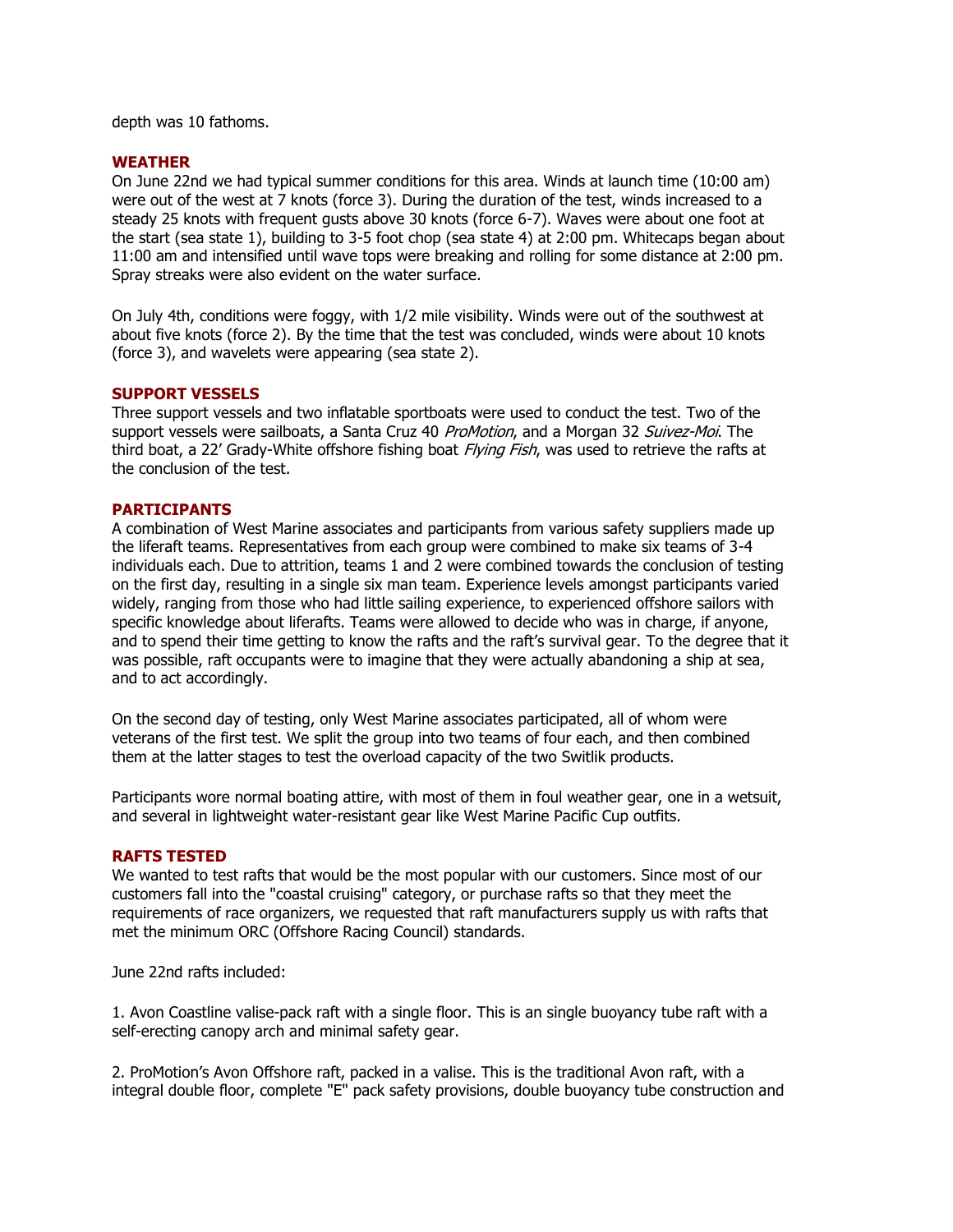depth was 10 fathoms.

## WEATHER

On June 22nd we had typical summer conditions for this area. Winds at launch time (10:00 am) were out of the west at 7 knots (force 3). During the duration of the test, winds increased to a steady 25 knots with frequent gusts above 30 knots (force 6-7). Waves were about one foot at the start (sea state 1), building to 3-5 foot chop (sea state 4) at 2:00 pm. Whitecaps began about 11:00 am and intensified until wave tops were breaking and rolling for some distance at 2:00 pm. Spray streaks were also evident on the water surface.

On July 4th, conditions were foggy, with 1/2 mile visibility. Winds were out of the southwest at about five knots (force 2). By the time that the test was concluded, winds were about 10 knots (force 3), and wavelets were appearing (sea state 2).

## SUPPORT VESSELS

Three support vessels and two inflatable sportboats were used to conduct the test. Two of the support vessels were sailboats, a Santa Cruz 40 *ProMotion*, and a Morgan 32 *Suivez-Moi*. The third boat, a 22' Grady-White offshore fishing boat *Flying Fish*, was used to retrieve the rafts at the conclusion of the test.

## PARTICIPANTS

A combination of West Marine associates and participants from various safety suppliers made up the liferaft teams. Representatives from each group were combined to make six teams of 3-4 individuals each. Due to attrition, teams 1 and 2 were combined towards the conclusion of testing on the first day, resulting in a single six man team. Experience levels amongst participants varied widely, ranging from those who had little sailing experience, to experienced offshore sailors with specific knowledge about liferafts. Teams were allowed to decide who was in charge, if anyone, and to spend their time getting to know the rafts and the raft's survival gear. To the degree that it was possible, raft occupants were to imagine that they were actually abandoning a ship at sea, and to act accordingly.

On the second day of testing, only West Marine associates participated, all of whom were veterans of the first test. We split the group into two teams of four each, and then combined them at the latter stages to test the overload capacity of the two Switlik products.

Participants wore normal boating attire, with most of them in foul weather gear, one in a wetsuit, and several in lightweight water-resistant gear like West Marine Pacific Cup outfits.

## RAFTS TESTED

We wanted to test rafts that would be the most popular with our customers. Since most of our customers fall into the "coastal cruising" category, or purchase rafts so that they meet the requirements of race organizers, we requested that raft manufacturers supply us with rafts that met the minimum ORC (Offshore Racing Council) standards.

June 22nd rafts included:

1. Avon Coastline valise-pack raft with a single floor. This is an single buoyancy tube raft with a self-erecting canopy arch and minimal safety gear.

2. ProMotion's Avon Offshore raft, packed in a valise. This is the traditional Avon raft, with a integral double floor, complete "E" pack safety provisions, double buoyancy tube construction and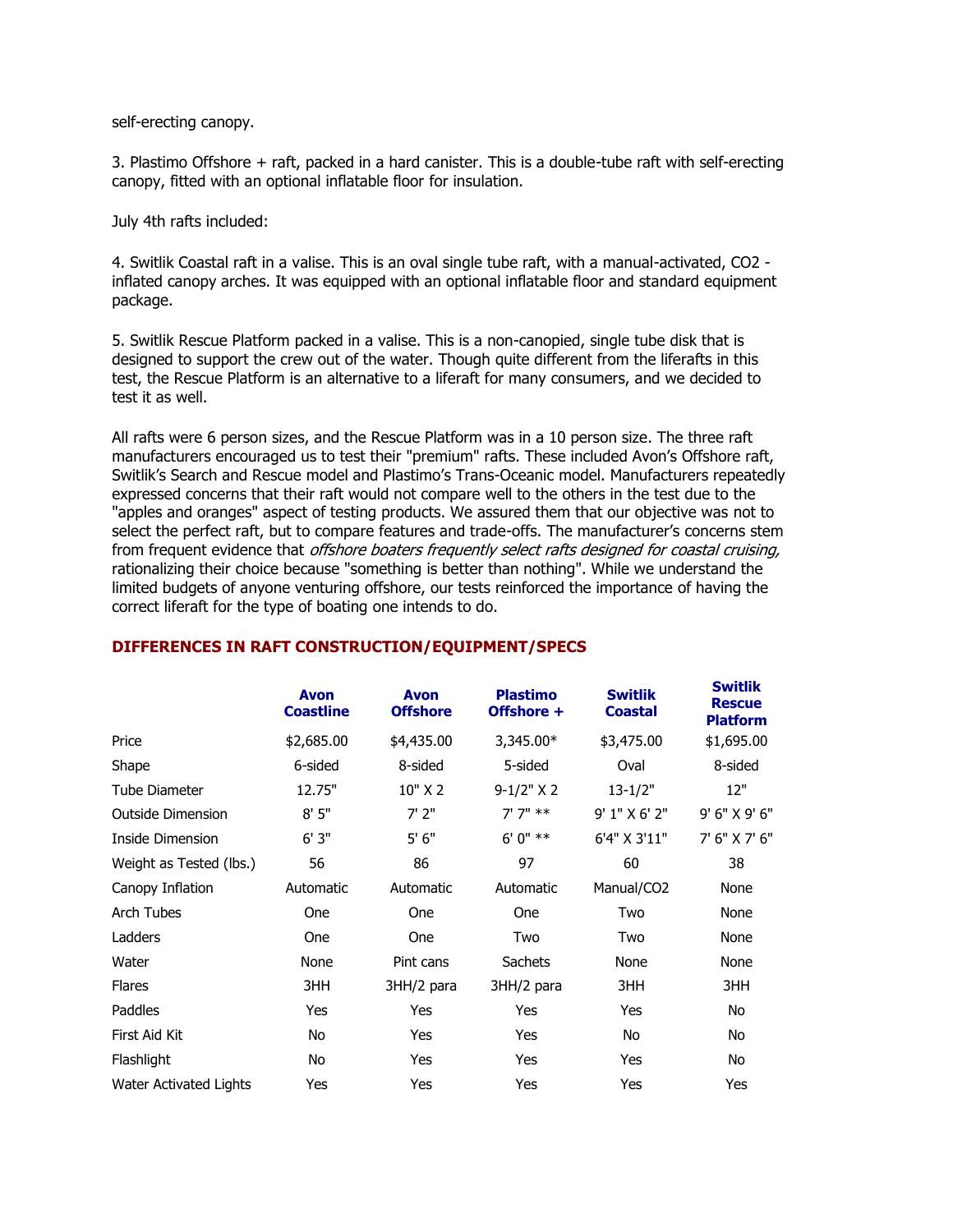self-erecting canopy.

3. Plastimo Offshore + raft, packed in a hard canister. This is a double-tube raft with self-erecting canopy, fitted with an optional inflatable floor for insulation.

July 4th rafts included:

4. Switlik Coastal raft in a valise. This is an oval single tube raft, with a manual-activated, CO2 - inflated canopy arches. It was equipped with an optional inflatable floor and standard equipment package.

5. Switlik Rescue Platform packed in a valise. This is a non-canopied, single tube disk that is designed to support the crew out of the water. Though quite different from the liferafts in this test, the Rescue Platform is an alternative to a liferaft for many consumers, and we decided to test it as well.

All rafts were 6 person sizes, and the Rescue Platform was in a 10 person size. The three raft manufacturers encouraged us to test their "premium" rafts. These included Avon's Offshore raft, Switlik's Search and Rescue model and Plastimo's Trans-Oceanic model. Manufacturers repeatedly expressed concerns that their raft would not compare well to the others in the test due to the "apples and oranges" aspect of testing products. We assured them that our objective was not to select the perfect raft, but to compare features and trade-offs. The manufacturer's concerns stem from frequent evidence that *offshore boaters frequently select rafts designed for coastal cruising,* rationalizing their choice because "something is better than nothing". While we understand the limited budgets of anyone venturing offshore, our tests reinforced the importance of having the correct liferaft for the type of boating one intends to do.

## DIFFERENCES IN RAFT CONSTRUCTION/EQUIPMENT/SPECS

| | Avon Coastline | Avon Offshore | Plastimo Offshore + | Switlik Coastal | Switlik Rescue Platform |
|---|---|---|---|---|---|
| Price | $2,685.00 | $4,435.00 | 3,345.00* | $3,475.00 | $1,695.00 |
| Shape | 6-sided | 8-sided | 5-sided | Oval | 8-sided |
| Tube Diameter | 12.75" | 10" X 2 | 9-1/2" X 2 | 13-1/2" | 12" |
| Outside Dimension | 8' 5" | 7' 2" | 7' 7" ** | 9' 1" X 6' 2" | 9' 6" X 9' 6" |
| Inside Dimension | 6' 3" | 5' 6" | 6' 0" ** | 6'4" X 3'11" | 7' 6" X 7' 6" |
| Weight as Tested (lbs.) | 56 | 86 | 97 | 60 | 38 |
| Canopy Inflation | Automatic | Automatic | Automatic | Manual/CO2 | None |
| Arch Tubes | One | One | One | Two | None |
| Ladders | One | One | Two | Two | None |
| Water | None | Pint cans | Sachets | None | None |
| Flares | 3HH | 3HH/2 para | 3HH/2 para | 3HH | 3HH |
| Paddles | Yes | Yes | Yes | Yes | No |
| First Aid Kit | No | Yes | Yes | No | No |
| Flashlight | No | Yes | Yes | Yes | No |
| Water Activated Lights | Yes | Yes | Yes | Yes | Yes |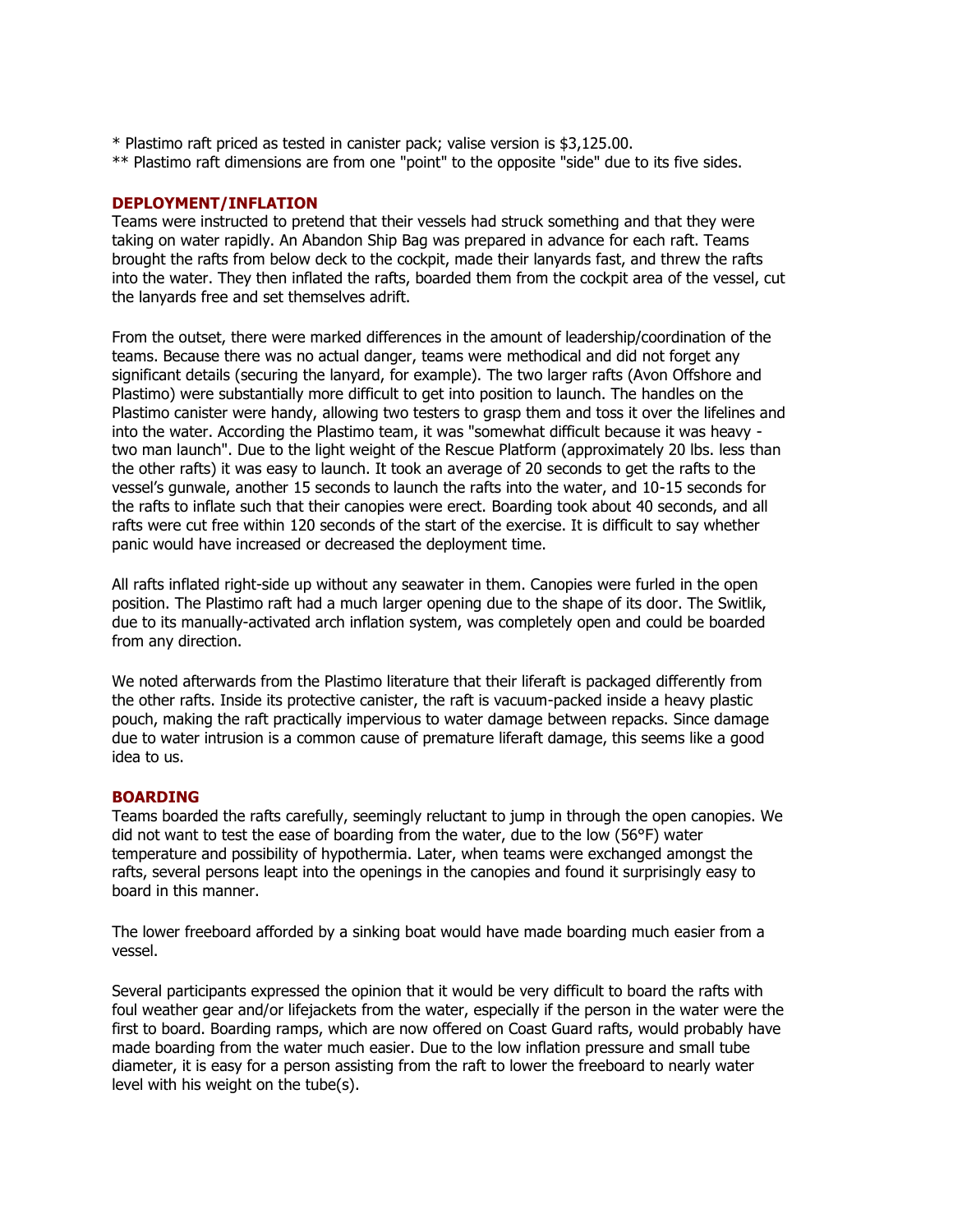* Plastimo raft priced as tested in canister pack; valise version is $3,125.00.
** Plastimo raft dimensions are from one "point" to the opposite "side" due to its five sides.

## DEPLOYMENT/INFLATION

Teams were instructed to pretend that their vessels had struck something and that they were taking on water rapidly. An Abandon Ship Bag was prepared in advance for each raft. Teams brought the rafts from below deck to the cockpit, made their lanyards fast, and threw the rafts into the water. They then inflated the rafts, boarded them from the cockpit area of the vessel, cut the lanyards free and set themselves adrift.

From the outset, there were marked differences in the amount of leadership/coordination of the teams. Because there was no actual danger, teams were methodical and did not forget any significant details (securing the lanyard, for example). The two larger rafts (Avon Offshore and Plastimo) were substantially more difficult to get into position to launch. The handles on the Plastimo canister were handy, allowing two testers to grasp them and toss it over the lifelines and into the water. According the Plastimo team, it was "somewhat difficult because it was heavy - two man launch". Due to the light weight of the Rescue Platform (approximately 20 lbs. less than the other rafts) it was easy to launch. It took an average of 20 seconds to get the rafts to the vessel's gunwale, another 15 seconds to launch the rafts into the water, and 10-15 seconds for the rafts to inflate such that their canopies were erect. Boarding took about 40 seconds, and all rafts were cut free within 120 seconds of the start of the exercise. It is difficult to say whether panic would have increased or decreased the deployment time.

All rafts inflated right-side up without any seawater in them. Canopies were furled in the open position. The Plastimo raft had a much larger opening due to the shape of its door. The Switlik, due to its manually-activated arch inflation system, was completely open and could be boarded from any direction.

We noted afterwards from the Plastimo literature that their liferaft is packaged differently from the other rafts. Inside its protective canister, the raft is vacuum-packed inside a heavy plastic pouch, making the raft practically impervious to water damage between repacks. Since damage due to water intrusion is a common cause of premature liferaft damage, this seems like a good idea to us.

## BOARDING

Teams boarded the rafts carefully, seemingly reluctant to jump in through the open canopies. We did not want to test the ease of boarding from the water, due to the low (56°F) water temperature and possibility of hypothermia. Later, when teams were exchanged amongst the rafts, several persons leapt into the openings in the canopies and found it surprisingly easy to board in this manner.

The lower freeboard afforded by a sinking boat would have made boarding much easier from a vessel.

Several participants expressed the opinion that it would be very difficult to board the rafts with foul weather gear and/or lifejackets from the water, especially if the person in the water were the first to board. Boarding ramps, which are now offered on Coast Guard rafts, would probably have made boarding from the water much easier. Due to the low inflation pressure and small tube diameter, it is easy for a person assisting from the raft to lower the freeboard to nearly water level with his weight on the tube(s).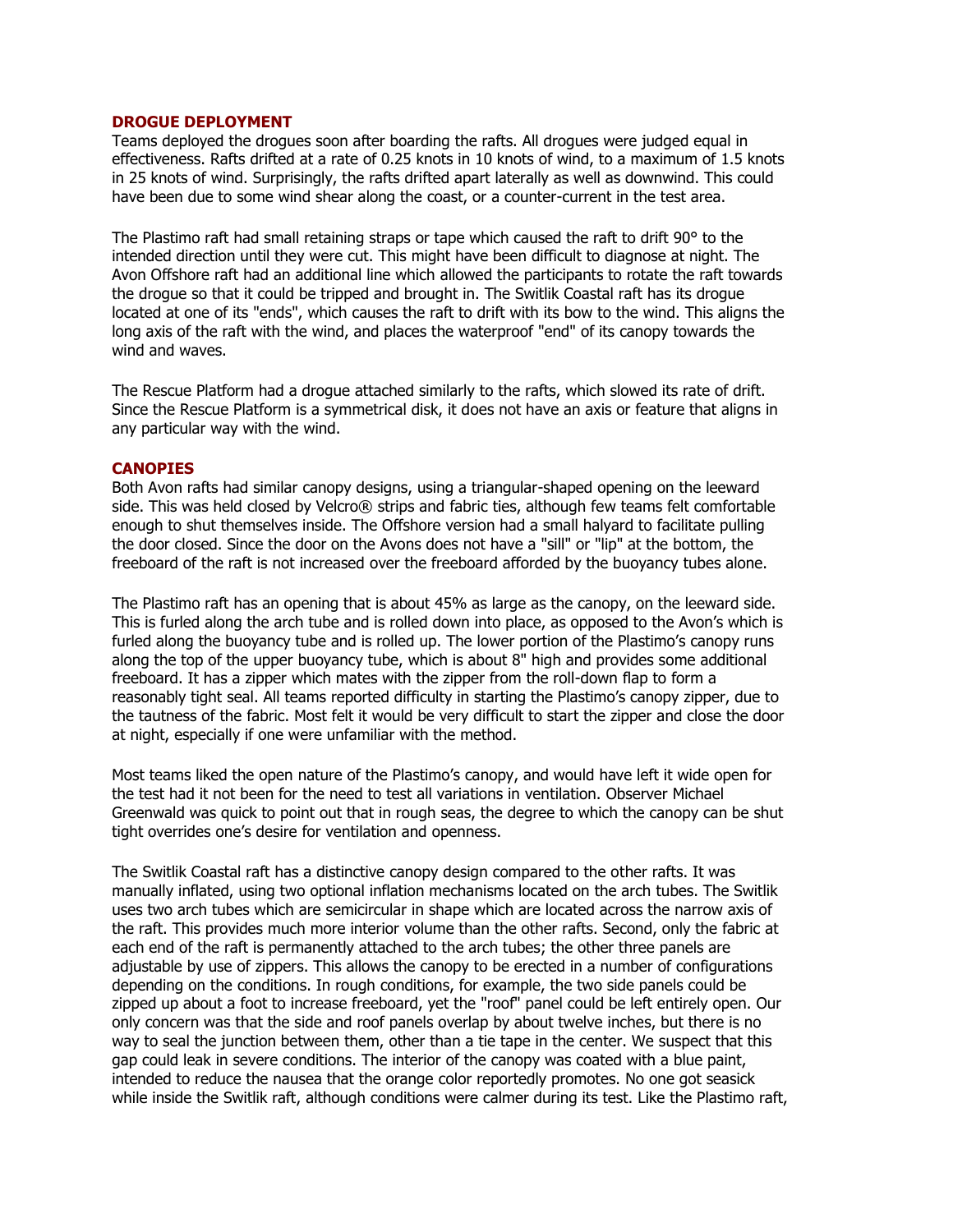## DROGUE DEPLOYMENT

Teams deployed the drogues soon after boarding the rafts. All drogues were judged equal in effectiveness. Rafts drifted at a rate of 0.25 knots in 10 knots of wind, to a maximum of 1.5 knots in 25 knots of wind. Surprisingly, the rafts drifted apart laterally as well as downwind. This could have been due to some wind shear along the coast, or a counter-current in the test area.

The Plastimo raft had small retaining straps or tape which caused the raft to drift 90° to the intended direction until they were cut. This might have been difficult to diagnose at night. The Avon Offshore raft had an additional line which allowed the participants to rotate the raft towards the drogue so that it could be tripped and brought in. The Switlik Coastal raft has its drogue located at one of its "ends", which causes the raft to drift with its bow to the wind. This aligns the long axis of the raft with the wind, and places the waterproof "end" of its canopy towards the wind and waves.

The Rescue Platform had a drogue attached similarly to the rafts, which slowed its rate of drift. Since the Rescue Platform is a symmetrical disk, it does not have an axis or feature that aligns in any particular way with the wind.

## CANOPIES

Both Avon rafts had similar canopy designs, using a triangular-shaped opening on the leeward side. This was held closed by Velcro® strips and fabric ties, although few teams felt comfortable enough to shut themselves inside. The Offshore version had a small halyard to facilitate pulling the door closed. Since the door on the Avons does not have a "sill" or "lip" at the bottom, the freeboard of the raft is not increased over the freeboard afforded by the buoyancy tubes alone.

The Plastimo raft has an opening that is about 45% as large as the canopy, on the leeward side. This is furled along the arch tube and is rolled down into place, as opposed to the Avon's which is furled along the buoyancy tube and is rolled up. The lower portion of the Plastimo's canopy runs along the top of the upper buoyancy tube, which is about 8" high and provides some additional freeboard. It has a zipper which mates with the zipper from the roll-down flap to form a reasonably tight seal. All teams reported difficulty in starting the Plastimo's canopy zipper, due to the tautness of the fabric. Most felt it would be very difficult to start the zipper and close the door at night, especially if one were unfamiliar with the method.

Most teams liked the open nature of the Plastimo's canopy, and would have left it wide open for the test had it not been for the need to test all variations in ventilation. Observer Michael Greenwald was quick to point out that in rough seas, the degree to which the canopy can be shut tight overrides one's desire for ventilation and openness.

The Switlik Coastal raft has a distinctive canopy design compared to the other rafts. It was manually inflated, using two optional inflation mechanisms located on the arch tubes. The Switlik uses two arch tubes which are semicircular in shape which are located across the narrow axis of the raft. This provides much more interior volume than the other rafts. Second, only the fabric at each end of the raft is permanently attached to the arch tubes; the other three panels are adjustable by use of zippers. This allows the canopy to be erected in a number of configurations depending on the conditions. In rough conditions, for example, the two side panels could be zipped up about a foot to increase freeboard, yet the "roof" panel could be left entirely open. Our only concern was that the side and roof panels overlap by about twelve inches, but there is no way to seal the junction between them, other than a tie tape in the center. We suspect that this gap could leak in severe conditions. The interior of the canopy was coated with a blue paint, intended to reduce the nausea that the orange color reportedly promotes. No one got seasick while inside the Switlik raft, although conditions were calmer during its test. Like the Plastimo raft,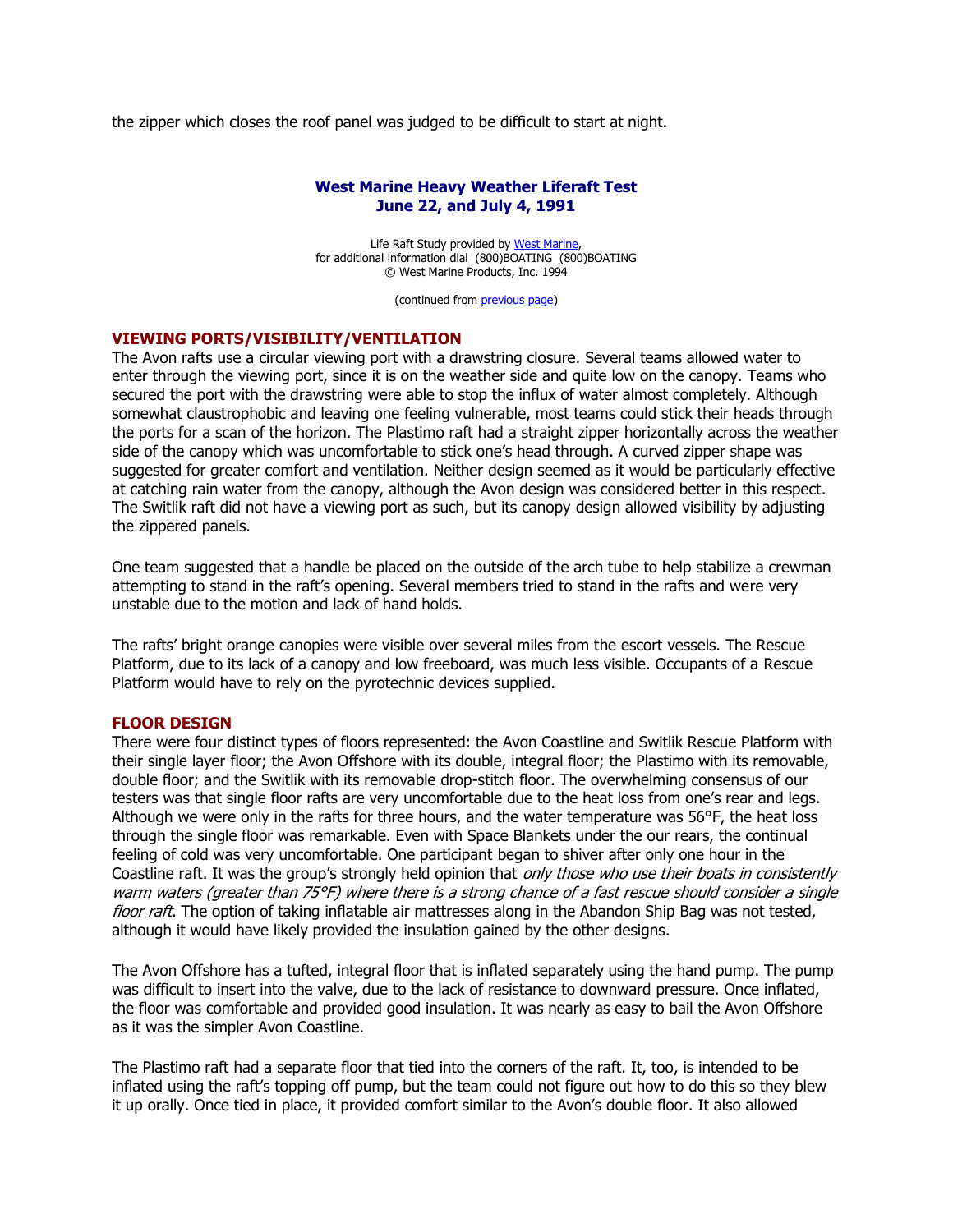the zipper which closes the roof panel was judged to be difficult to start at night.

## West Marine Heavy Weather Liferaft Test
## June 22, and July 4, 1991

Life Raft Study provided by West Marine,
for additional information dial (800)BOATING (800)BOATING
© West Marine Products, Inc. 1994

(continued from previous page)

### VIEWING PORTS/VISIBILITY/VENTILATION

The Avon rafts use a circular viewing port with a drawstring closure. Several teams allowed water to enter through the viewing port, since it is on the weather side and quite low on the canopy. Teams who secured the port with the drawstring were able to stop the influx of water almost completely. Although somewhat claustrophobic and leaving one feeling vulnerable, most teams could stick their heads through the ports for a scan of the horizon. The Plastimo raft had a straight zipper horizontally across the weather side of the canopy which was uncomfortable to stick one's head through. A curved zipper shape was suggested for greater comfort and ventilation. Neither design seemed as it would be particularly effective at catching rain water from the canopy, although the Avon design was considered better in this respect. The Switlik raft did not have a viewing port as such, but its canopy design allowed visibility by adjusting the zippered panels.

One team suggested that a handle be placed on the outside of the arch tube to help stabilize a crewman attempting to stand in the raft's opening. Several members tried to stand in the rafts and were very unstable due to the motion and lack of hand holds.

The rafts' bright orange canopies were visible over several miles from the escort vessels. The Rescue Platform, due to its lack of a canopy and low freeboard, was much less visible. Occupants of a Rescue Platform would have to rely on the pyrotechnic devices supplied.

### FLOOR DESIGN

There were four distinct types of floors represented: the Avon Coastline and Switlik Rescue Platform with their single layer floor; the Avon Offshore with its double, integral floor; the Plastimo with its removable, double floor; and the Switlik with its removable drop-stitch floor. The overwhelming consensus of our testers was that single floor rafts are very uncomfortable due to the heat loss from one's rear and legs. Although we were only in the rafts for three hours, and the water temperature was 56°F, the heat loss through the single floor was remarkable. Even with Space Blankets under the our rears, the continual feeling of cold was very uncomfortable. One participant began to shiver after only one hour in the Coastline raft. It was the group's strongly held opinion that *only those who use their boats in consistently warm waters (greater than 75°F) where there is a strong chance of a fast rescue should consider a single floor raft*. The option of taking inflatable air mattresses along in the Abandon Ship Bag was not tested, although it would have likely provided the insulation gained by the other designs.

The Avon Offshore has a tufted, integral floor that is inflated separately using the hand pump. The pump was difficult to insert into the valve, due to the lack of resistance to downward pressure. Once inflated, the floor was comfortable and provided good insulation. It was nearly as easy to bail the Avon Offshore as it was the simpler Avon Coastline.

The Plastimo raft had a separate floor that tied into the corners of the raft. It, too, is intended to be inflated using the raft's topping off pump, but the team could not figure out how to do this so they blew it up orally. Once tied in place, it provided comfort similar to the Avon's double floor. It also allowed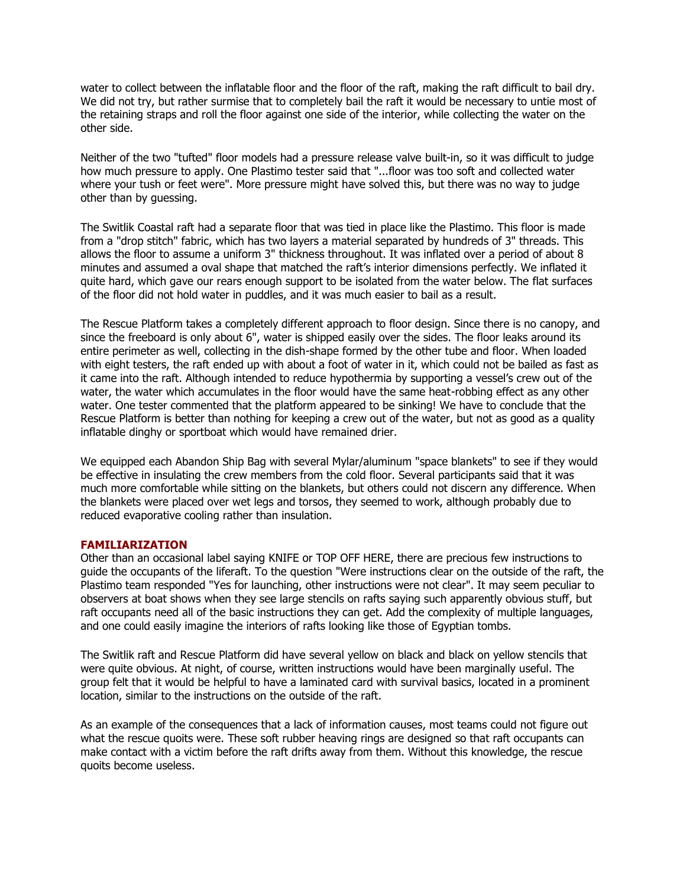water to collect between the inflatable floor and the floor of the raft, making the raft difficult to bail dry. We did not try, but rather surmise that to completely bail the raft it would be necessary to untie most of the retaining straps and roll the floor against one side of the interior, while collecting the water on the other side.

Neither of the two "tufted" floor models had a pressure release valve built-in, so it was difficult to judge how much pressure to apply. One Plastimo tester said that "...floor was too soft and collected water where your tush or feet were". More pressure might have solved this, but there was no way to judge other than by guessing.

The Switlik Coastal raft had a separate floor that was tied in place like the Plastimo. This floor is made from a "drop stitch" fabric, which has two layers a material separated by hundreds of 3" threads. This allows the floor to assume a uniform 3" thickness throughout. It was inflated over a period of about 8 minutes and assumed a oval shape that matched the raft's interior dimensions perfectly. We inflated it quite hard, which gave our rears enough support to be isolated from the water below. The flat surfaces of the floor did not hold water in puddles, and it was much easier to bail as a result.

The Rescue Platform takes a completely different approach to floor design. Since there is no canopy, and since the freeboard is only about 6", water is shipped easily over the sides. The floor leaks around its entire perimeter as well, collecting in the dish-shape formed by the other tube and floor. When loaded with eight testers, the raft ended up with about a foot of water in it, which could not be bailed as fast as it came into the raft. Although intended to reduce hypothermia by supporting a vessel's crew out of the water, the water which accumulates in the floor would have the same heat-robbing effect as any other water. One tester commented that the platform appeared to be sinking! We have to conclude that the Rescue Platform is better than nothing for keeping a crew out of the water, but not as good as a quality inflatable dinghy or sportboat which would have remained drier.

We equipped each Abandon Ship Bag with several Mylar/aluminum "space blankets" to see if they would be effective in insulating the crew members from the cold floor. Several participants said that it was much more comfortable while sitting on the blankets, but others could not discern any difference. When the blankets were placed over wet legs and torsos, they seemed to work, although probably due to reduced evaporative cooling rather than insulation.

## FAMILIARIZATION

Other than an occasional label saying KNIFE or TOP OFF HERE, there are precious few instructions to guide the occupants of the liferaft. To the question "Were instructions clear on the outside of the raft, the Plastimo team responded "Yes for launching, other instructions were not clear". It may seem peculiar to observers at boat shows when they see large stencils on rafts saying such apparently obvious stuff, but raft occupants need all of the basic instructions they can get. Add the complexity of multiple languages, and one could easily imagine the interiors of rafts looking like those of Egyptian tombs.

The Switlik raft and Rescue Platform did have several yellow on black and black on yellow stencils that were quite obvious. At night, of course, written instructions would have been marginally useful. The group felt that it would be helpful to have a laminated card with survival basics, located in a prominent location, similar to the instructions on the outside of the raft.

As an example of the consequences that a lack of information causes, most teams could not figure out what the rescue quoits were. These soft rubber heaving rings are designed so that raft occupants can make contact with a victim before the raft drifts away from them. Without this knowledge, the rescue quoits become useless.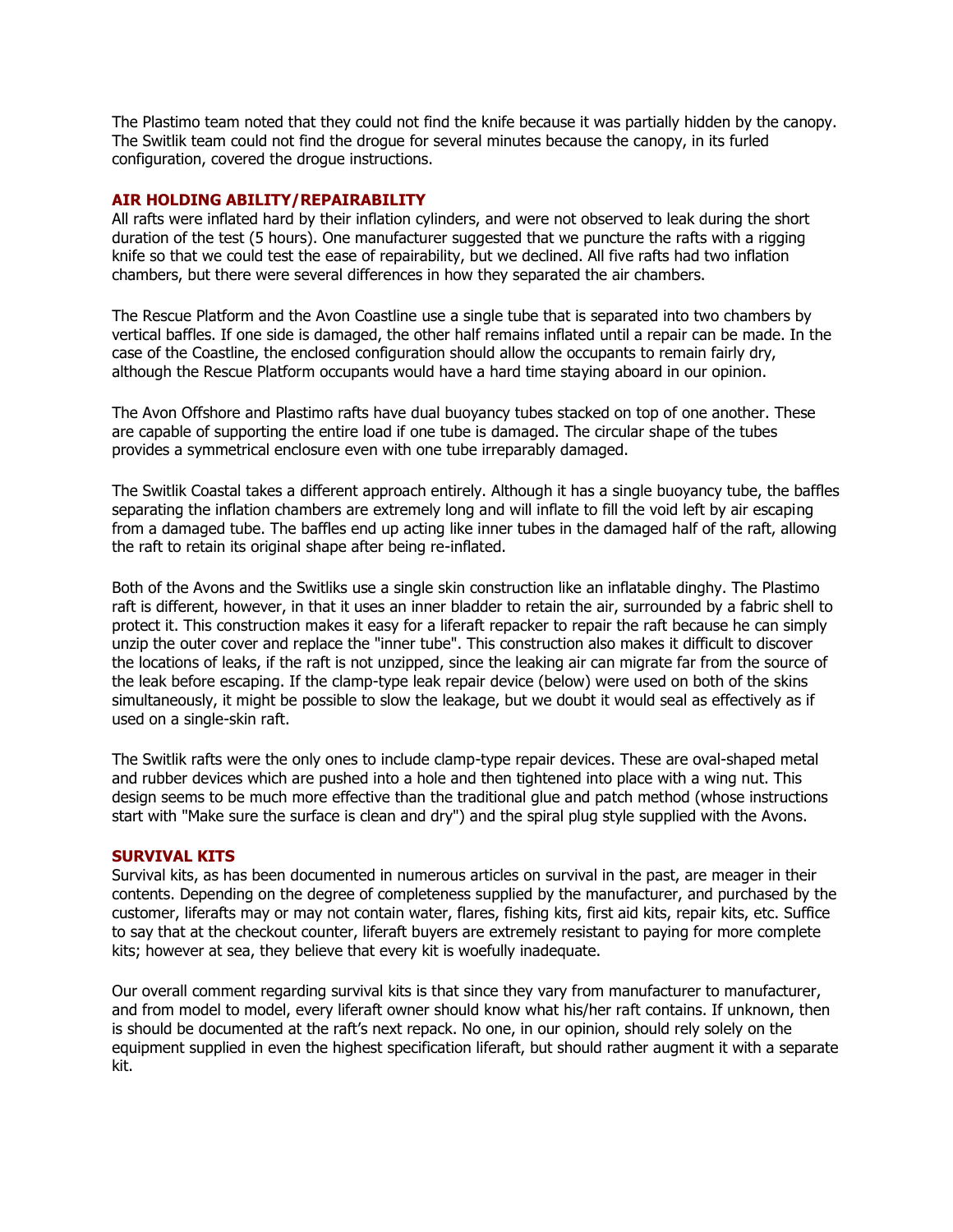The Plastimo team noted that they could not find the knife because it was partially hidden by the canopy. The Switlik team could not find the drogue for several minutes because the canopy, in its furled configuration, covered the drogue instructions.

## AIR HOLDING ABILITY/REPAIRABILITY

All rafts were inflated hard by their inflation cylinders, and were not observed to leak during the short duration of the test (5 hours). One manufacturer suggested that we puncture the rafts with a rigging knife so that we could test the ease of repairability, but we declined. All five rafts had two inflation chambers, but there were several differences in how they separated the air chambers.

The Rescue Platform and the Avon Coastline use a single tube that is separated into two chambers by vertical baffles. If one side is damaged, the other half remains inflated until a repair can be made. In the case of the Coastline, the enclosed configuration should allow the occupants to remain fairly dry, although the Rescue Platform occupants would have a hard time staying aboard in our opinion.

The Avon Offshore and Plastimo rafts have dual buoyancy tubes stacked on top of one another. These are capable of supporting the entire load if one tube is damaged. The circular shape of the tubes provides a symmetrical enclosure even with one tube irreparably damaged.

The Switlik Coastal takes a different approach entirely. Although it has a single buoyancy tube, the baffles separating the inflation chambers are extremely long and will inflate to fill the void left by air escaping from a damaged tube. The baffles end up acting like inner tubes in the damaged half of the raft, allowing the raft to retain its original shape after being re-inflated.

Both of the Avons and the Switliks use a single skin construction like an inflatable dinghy. The Plastimo raft is different, however, in that it uses an inner bladder to retain the air, surrounded by a fabric shell to protect it. This construction makes it easy for a liferaft repacker to repair the raft because he can simply unzip the outer cover and replace the "inner tube". This construction also makes it difficult to discover the locations of leaks, if the raft is not unzipped, since the leaking air can migrate far from the source of the leak before escaping. If the clamp-type leak repair device (below) were used on both of the skins simultaneously, it might be possible to slow the leakage, but we doubt it would seal as effectively as if used on a single-skin raft.

The Switlik rafts were the only ones to include clamp-type repair devices. These are oval-shaped metal and rubber devices which are pushed into a hole and then tightened into place with a wing nut. This design seems to be much more effective than the traditional glue and patch method (whose instructions start with "Make sure the surface is clean and dry") and the spiral plug style supplied with the Avons.

## SURVIVAL KITS

Survival kits, as has been documented in numerous articles on survival in the past, are meager in their contents. Depending on the degree of completeness supplied by the manufacturer, and purchased by the customer, liferafts may or may not contain water, flares, fishing kits, first aid kits, repair kits, etc. Suffice to say that at the checkout counter, liferaft buyers are extremely resistant to paying for more complete kits; however at sea, they believe that every kit is woefully inadequate.

Our overall comment regarding survival kits is that since they vary from manufacturer to manufacturer, and from model to model, every liferaft owner should know what his/her raft contains. If unknown, then is should be documented at the raft's next repack. No one, in our opinion, should rely solely on the equipment supplied in even the highest specification liferaft, but should rather augment it with a separate kit.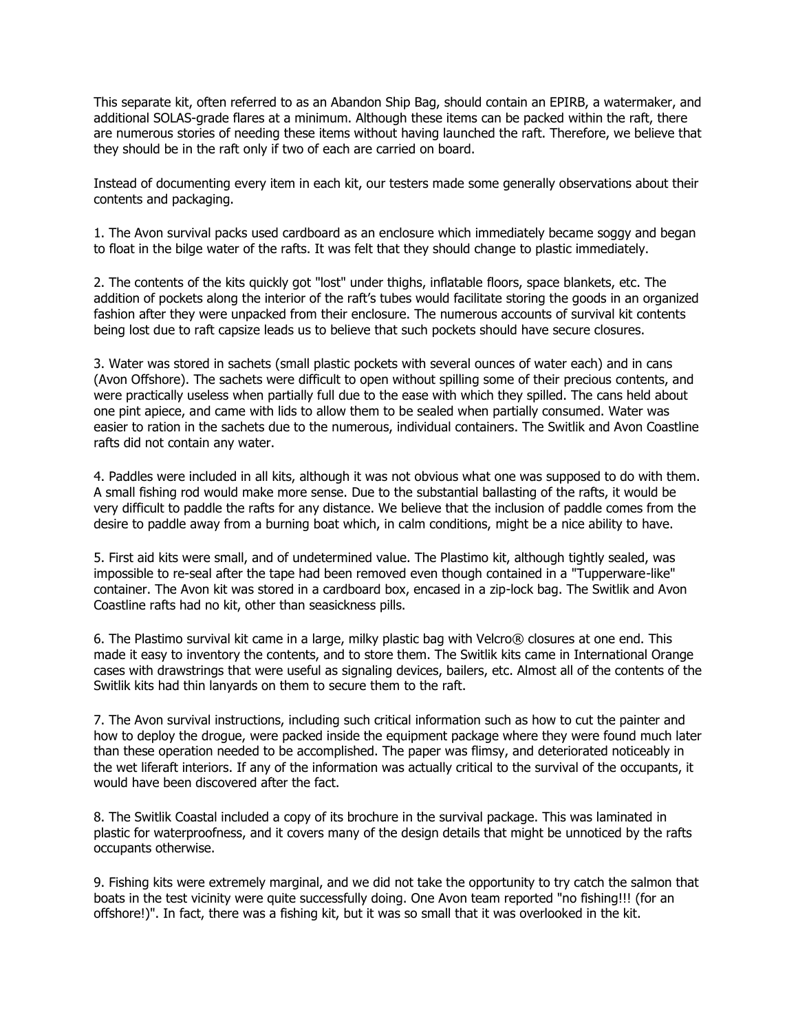This separate kit, often referred to as an Abandon Ship Bag, should contain an EPIRB, a watermaker, and additional SOLAS-grade flares at a minimum. Although these items can be packed within the raft, there are numerous stories of needing these items without having launched the raft. Therefore, we believe that they should be in the raft only if two of each are carried on board.

Instead of documenting every item in each kit, our testers made some generally observations about their contents and packaging.

1. The Avon survival packs used cardboard as an enclosure which immediately became soggy and began to float in the bilge water of the rafts. It was felt that they should change to plastic immediately.

2. The contents of the kits quickly got "lost" under thighs, inflatable floors, space blankets, etc. The addition of pockets along the interior of the raft's tubes would facilitate storing the goods in an organized fashion after they were unpacked from their enclosure. The numerous accounts of survival kit contents being lost due to raft capsize leads us to believe that such pockets should have secure closures.

3. Water was stored in sachets (small plastic pockets with several ounces of water each) and in cans (Avon Offshore). The sachets were difficult to open without spilling some of their precious contents, and were practically useless when partially full due to the ease with which they spilled. The cans held about one pint apiece, and came with lids to allow them to be sealed when partially consumed. Water was easier to ration in the sachets due to the numerous, individual containers. The Switlik and Avon Coastline rafts did not contain any water.

4. Paddles were included in all kits, although it was not obvious what one was supposed to do with them. A small fishing rod would make more sense. Due to the substantial ballasting of the rafts, it would be very difficult to paddle the rafts for any distance. We believe that the inclusion of paddle comes from the desire to paddle away from a burning boat which, in calm conditions, might be a nice ability to have.

5. First aid kits were small, and of undetermined value. The Plastimo kit, although tightly sealed, was impossible to re-seal after the tape had been removed even though contained in a "Tupperware-like" container. The Avon kit was stored in a cardboard box, encased in a zip-lock bag. The Switlik and Avon Coastline rafts had no kit, other than seasickness pills.

6. The Plastimo survival kit came in a large, milky plastic bag with Velcro® closures at one end. This made it easy to inventory the contents, and to store them. The Switlik kits came in International Orange cases with drawstrings that were useful as signaling devices, bailers, etc. Almost all of the contents of the Switlik kits had thin lanyards on them to secure them to the raft.

7. The Avon survival instructions, including such critical information such as how to cut the painter and how to deploy the drogue, were packed inside the equipment package where they were found much later than these operation needed to be accomplished. The paper was flimsy, and deteriorated noticeably in the wet liferaft interiors. If any of the information was actually critical to the survival of the occupants, it would have been discovered after the fact.

8. The Switlik Coastal included a copy of its brochure in the survival package. This was laminated in plastic for waterproofness, and it covers many of the design details that might be unnoticed by the rafts occupants otherwise.

9. Fishing kits were extremely marginal, and we did not take the opportunity to try catch the salmon that boats in the test vicinity were quite successfully doing. One Avon team reported "no fishing!!! (for an offshore!)". In fact, there was a fishing kit, but it was so small that it was overlooked in the kit.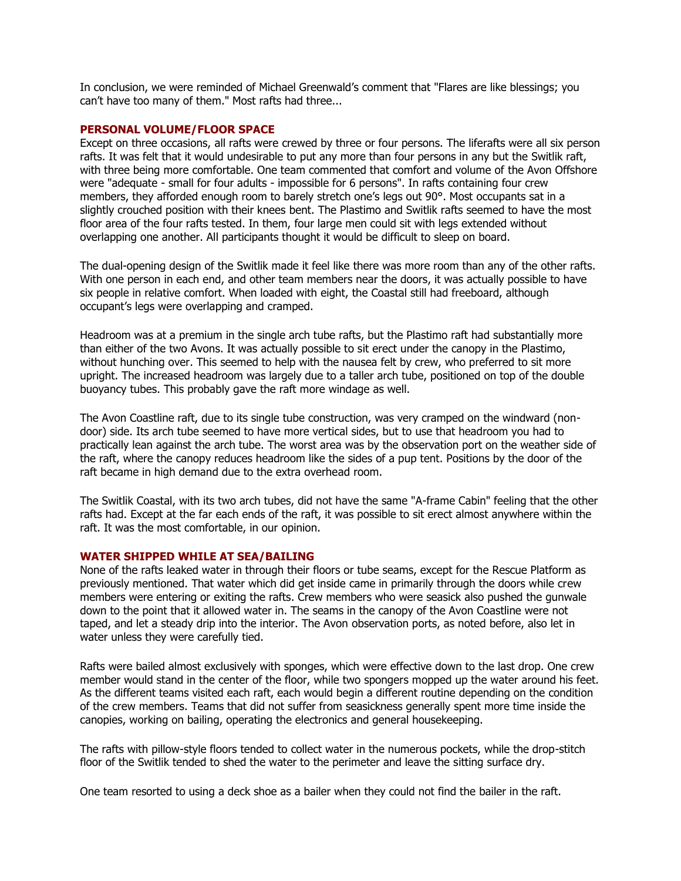In conclusion, we were reminded of Michael Greenwald's comment that "Flares are like blessings; you can't have too many of them." Most rafts had three...

## PERSONAL VOLUME/FLOOR SPACE

Except on three occasions, all rafts were crewed by three or four persons. The liferafts were all six person rafts. It was felt that it would undesirable to put any more than four persons in any but the Switlik raft, with three being more comfortable. One team commented that comfort and volume of the Avon Offshore were "adequate - small for four adults - impossible for 6 persons". In rafts containing four crew members, they afforded enough room to barely stretch one's legs out 90°. Most occupants sat in a slightly crouched position with their knees bent. The Plastimo and Switlik rafts seemed to have the most floor area of the four rafts tested. In them, four large men could sit with legs extended without overlapping one another. All participants thought it would be difficult to sleep on board.

The dual-opening design of the Switlik made it feel like there was more room than any of the other rafts. With one person in each end, and other team members near the doors, it was actually possible to have six people in relative comfort. When loaded with eight, the Coastal still had freeboard, although occupant's legs were overlapping and cramped.

Headroom was at a premium in the single arch tube rafts, but the Plastimo raft had substantially more than either of the two Avons. It was actually possible to sit erect under the canopy in the Plastimo, without hunching over. This seemed to help with the nausea felt by crew, who preferred to sit more upright. The increased headroom was largely due to a taller arch tube, positioned on top of the double buoyancy tubes. This probably gave the raft more windage as well.

The Avon Coastline raft, due to its single tube construction, was very cramped on the windward (non-door) side. Its arch tube seemed to have more vertical sides, but to use that headroom you had to practically lean against the arch tube. The worst area was by the observation port on the weather side of the raft, where the canopy reduces headroom like the sides of a pup tent. Positions by the door of the raft became in high demand due to the extra overhead room.

The Switlik Coastal, with its two arch tubes, did not have the same "A-frame Cabin" feeling that the other rafts had. Except at the far each ends of the raft, it was possible to sit erect almost anywhere within the raft. It was the most comfortable, in our opinion.

## WATER SHIPPED WHILE AT SEA/BAILING

None of the rafts leaked water in through their floors or tube seams, except for the Rescue Platform as previously mentioned. That water which did get inside came in primarily through the doors while crew members were entering or exiting the rafts. Crew members who were seasick also pushed the gunwale down to the point that it allowed water in. The seams in the canopy of the Avon Coastline were not taped, and let a steady drip into the interior. The Avon observation ports, as noted before, also let in water unless they were carefully tied.

Rafts were bailed almost exclusively with sponges, which were effective down to the last drop. One crew member would stand in the center of the floor, while two spongers mopped up the water around his feet. As the different teams visited each raft, each would begin a different routine depending on the condition of the crew members. Teams that did not suffer from seasickness generally spent more time inside the canopies, working on bailing, operating the electronics and general housekeeping.

The rafts with pillow-style floors tended to collect water in the numerous pockets, while the drop-stitch floor of the Switlik tended to shed the water to the perimeter and leave the sitting surface dry.

One team resorted to using a deck shoe as a bailer when they could not find the bailer in the raft.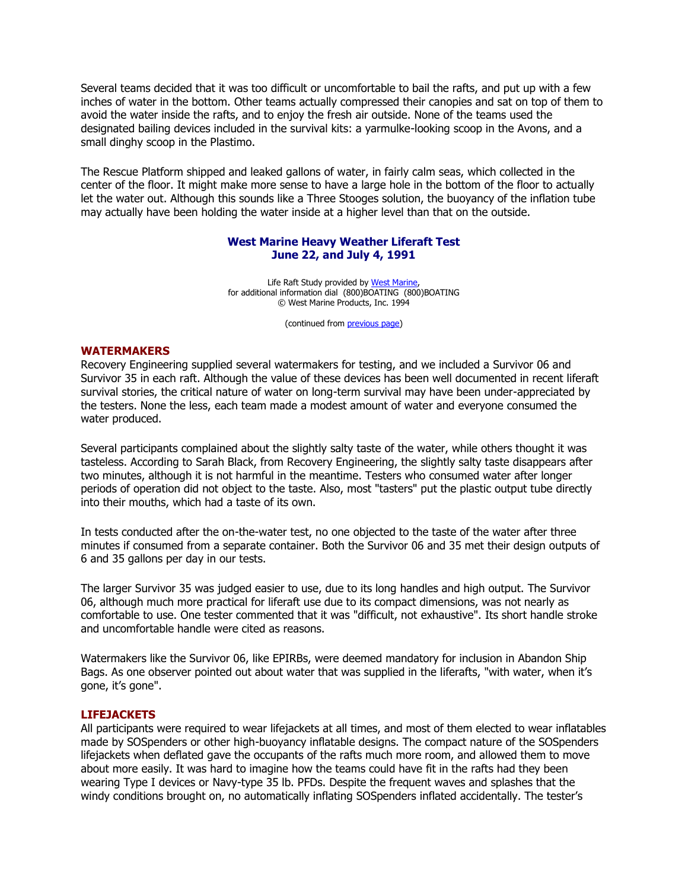Several teams decided that it was too difficult or uncomfortable to bail the rafts, and put up with a few inches of water in the bottom. Other teams actually compressed their canopies and sat on top of them to avoid the water inside the rafts, and to enjoy the fresh air outside. None of the teams used the designated bailing devices included in the survival kits: a yarmulke-looking scoop in the Avons, and a small dinghy scoop in the Plastimo.

The Rescue Platform shipped and leaked gallons of water, in fairly calm seas, which collected in the center of the floor. It might make more sense to have a large hole in the bottom of the floor to actually let the water out. Although this sounds like a Three Stooges solution, the buoyancy of the inflation tube may actually have been holding the water inside at a higher level than that on the outside.

### West Marine Heavy Weather Liferaft Test
### June 22, and July 4, 1991

Life Raft Study provided by West Marine,
for additional information dial (800)BOATING (800)BOATING
© West Marine Products, Inc. 1994

(continued from previous page)

## WATERMAKERS

Recovery Engineering supplied several watermakers for testing, and we included a Survivor 06 and Survivor 35 in each raft. Although the value of these devices has been well documented in recent liferaft survival stories, the critical nature of water on long-term survival may have been under-appreciated by the testers. None the less, each team made a modest amount of water and everyone consumed the water produced.

Several participants complained about the slightly salty taste of the water, while others thought it was tasteless. According to Sarah Black, from Recovery Engineering, the slightly salty taste disappears after two minutes, although it is not harmful in the meantime. Testers who consumed water after longer periods of operation did not object to the taste. Also, most "tasters" put the plastic output tube directly into their mouths, which had a taste of its own.

In tests conducted after the on-the-water test, no one objected to the taste of the water after three minutes if consumed from a separate container. Both the Survivor 06 and 35 met their design outputs of 6 and 35 gallons per day in our tests.

The larger Survivor 35 was judged easier to use, due to its long handles and high output. The Survivor 06, although much more practical for liferaft use due to its compact dimensions, was not nearly as comfortable to use. One tester commented that it was "difficult, not exhaustive". Its short handle stroke and uncomfortable handle were cited as reasons.

Watermakers like the Survivor 06, like EPIRBs, were deemed mandatory for inclusion in Abandon Ship Bags. As one observer pointed out about water that was supplied in the liferafts, "with water, when it's gone, it's gone".

## LIFEJACKETS

All participants were required to wear lifejackets at all times, and most of them elected to wear inflatables made by SOSpenders or other high-buoyancy inflatable designs. The compact nature of the SOSpenders lifejackets when deflated gave the occupants of the rafts much more room, and allowed them to move about more easily. It was hard to imagine how the teams could have fit in the rafts had they been wearing Type I devices or Navy-type 35 lb. PFDs. Despite the frequent waves and splashes that the windy conditions brought on, no automatically inflating SOSpenders inflated accidentally. The tester's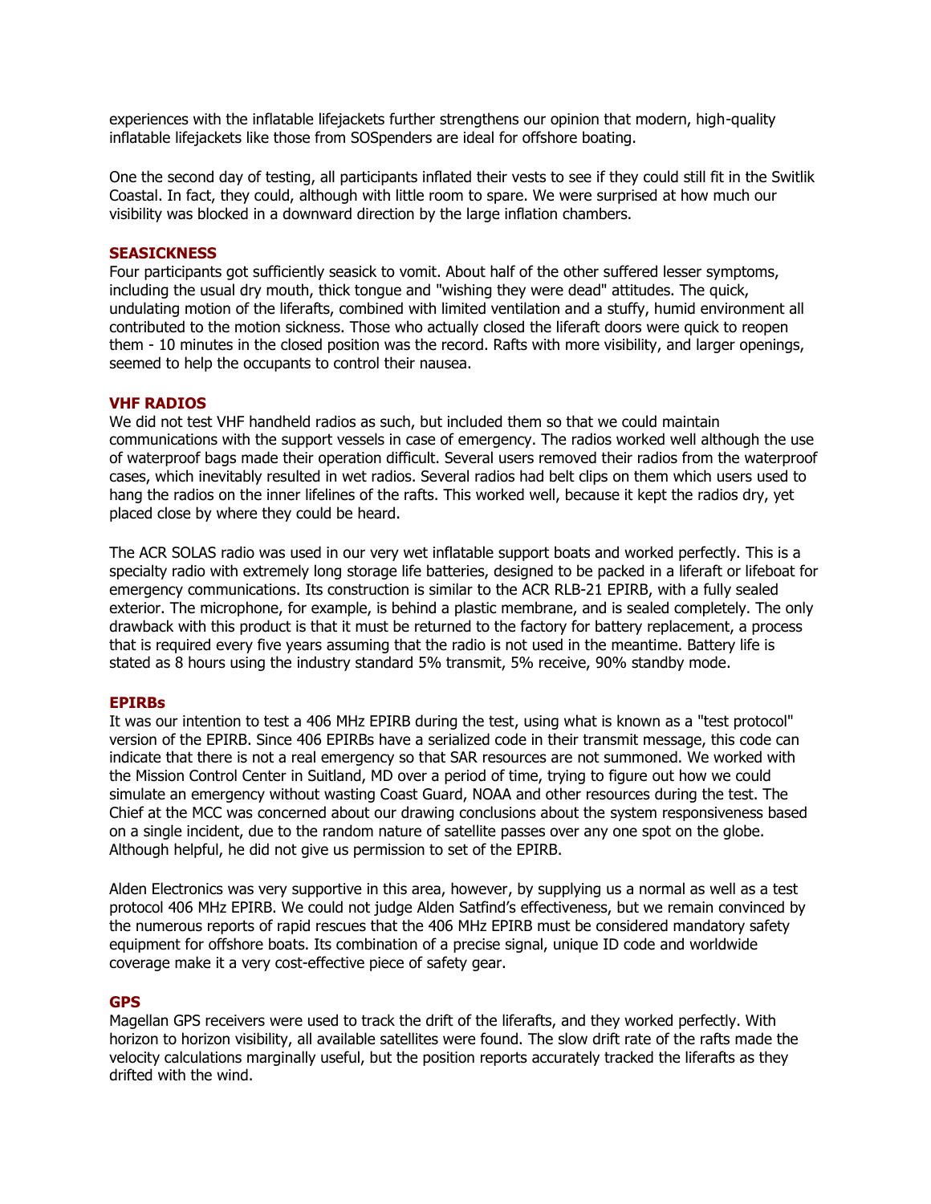experiences with the inflatable lifejackets further strengthens our opinion that modern, high-quality inflatable lifejackets like those from SOSpenders are ideal for offshore boating.

One the second day of testing, all participants inflated their vests to see if they could still fit in the Switlik Coastal. In fact, they could, although with little room to spare. We were surprised at how much our visibility was blocked in a downward direction by the large inflation chambers.

### SEASICKNESS

Four participants got sufficiently seasick to vomit. About half of the other suffered lesser symptoms, including the usual dry mouth, thick tongue and "wishing they were dead" attitudes. The quick, undulating motion of the liferafts, combined with limited ventilation and a stuffy, humid environment all contributed to the motion sickness. Those who actually closed the liferaft doors were quick to reopen them - 10 minutes in the closed position was the record. Rafts with more visibility, and larger openings, seemed to help the occupants to control their nausea.

### VHF RADIOS

We did not test VHF handheld radios as such, but included them so that we could maintain communications with the support vessels in case of emergency. The radios worked well although the use of waterproof bags made their operation difficult. Several users removed their radios from the waterproof cases, which inevitably resulted in wet radios. Several radios had belt clips on them which users used to hang the radios on the inner lifelines of the rafts. This worked well, because it kept the radios dry, yet placed close by where they could be heard.

The ACR SOLAS radio was used in our very wet inflatable support boats and worked perfectly. This is a specialty radio with extremely long storage life batteries, designed to be packed in a liferaft or lifeboat for emergency communications. Its construction is similar to the ACR RLB-21 EPIRB, with a fully sealed exterior. The microphone, for example, is behind a plastic membrane, and is sealed completely. The only drawback with this product is that it must be returned to the factory for battery replacement, a process that is required every five years assuming that the radio is not used in the meantime. Battery life is stated as 8 hours using the industry standard 5% transmit, 5% receive, 90% standby mode.

### EPIRBs

It was our intention to test a 406 MHz EPIRB during the test, using what is known as a "test protocol" version of the EPIRB. Since 406 EPIRBs have a serialized code in their transmit message, this code can indicate that there is not a real emergency so that SAR resources are not summoned. We worked with the Mission Control Center in Suitland, MD over a period of time, trying to figure out how we could simulate an emergency without wasting Coast Guard, NOAA and other resources during the test. The Chief at the MCC was concerned about our drawing conclusions about the system responsiveness based on a single incident, due to the random nature of satellite passes over any one spot on the globe. Although helpful, he did not give us permission to set of the EPIRB.

Alden Electronics was very supportive in this area, however, by supplying us a normal as well as a test protocol 406 MHz EPIRB. We could not judge Alden Satfind's effectiveness, but we remain convinced by the numerous reports of rapid rescues that the 406 MHz EPIRB must be considered mandatory safety equipment for offshore boats. Its combination of a precise signal, unique ID code and worldwide coverage make it a very cost-effective piece of safety gear.

### GPS

Magellan GPS receivers were used to track the drift of the liferafts, and they worked perfectly. With horizon to horizon visibility, all available satellites were found. The slow drift rate of the rafts made the velocity calculations marginally useful, but the position reports accurately tracked the liferafts as they drifted with the wind.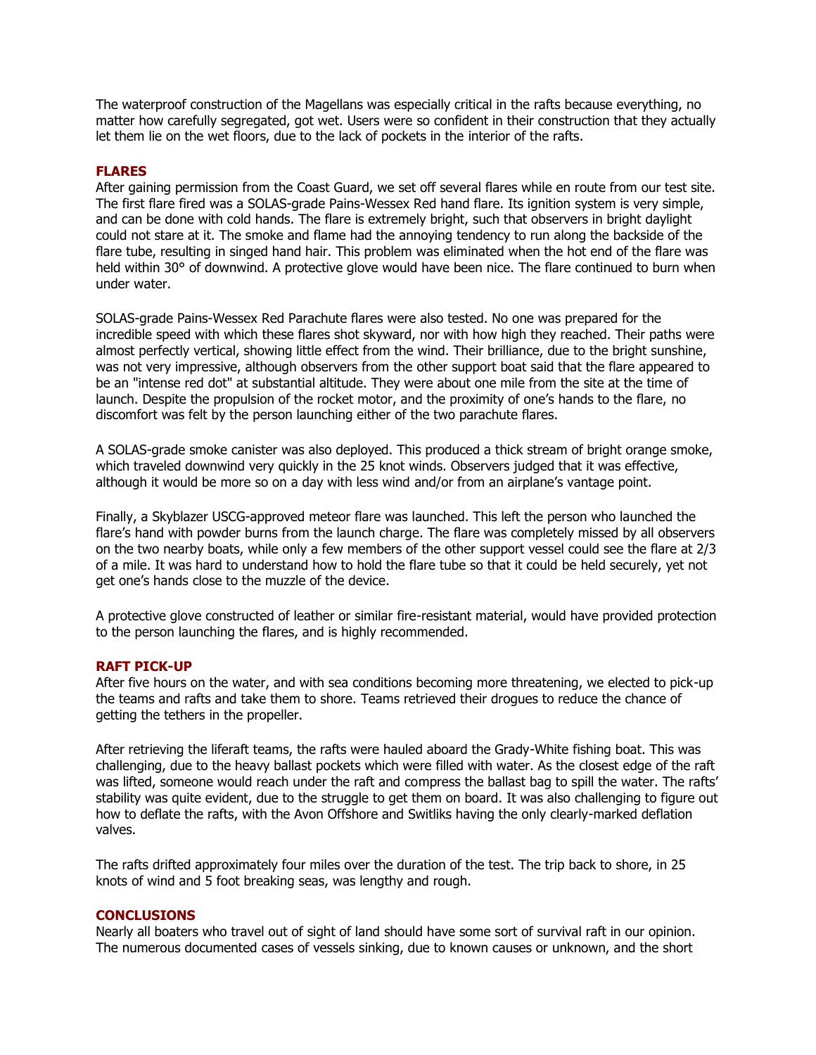The waterproof construction of the Magellans was especially critical in the rafts because everything, no matter how carefully segregated, got wet. Users were so confident in their construction that they actually let them lie on the wet floors, due to the lack of pockets in the interior of the rafts.

## FLARES

After gaining permission from the Coast Guard, we set off several flares while en route from our test site. The first flare fired was a SOLAS-grade Pains-Wessex Red hand flare. Its ignition system is very simple, and can be done with cold hands. The flare is extremely bright, such that observers in bright daylight could not stare at it. The smoke and flame had the annoying tendency to run along the backside of the flare tube, resulting in singed hand hair. This problem was eliminated when the hot end of the flare was held within 30° of downwind. A protective glove would have been nice. The flare continued to burn when under water.

SOLAS-grade Pains-Wessex Red Parachute flares were also tested. No one was prepared for the incredible speed with which these flares shot skyward, nor with how high they reached. Their paths were almost perfectly vertical, showing little effect from the wind. Their brilliance, due to the bright sunshine, was not very impressive, although observers from the other support boat said that the flare appeared to be an "intense red dot" at substantial altitude. They were about one mile from the site at the time of launch. Despite the propulsion of the rocket motor, and the proximity of one's hands to the flare, no discomfort was felt by the person launching either of the two parachute flares.

A SOLAS-grade smoke canister was also deployed. This produced a thick stream of bright orange smoke, which traveled downwind very quickly in the 25 knot winds. Observers judged that it was effective, although it would be more so on a day with less wind and/or from an airplane's vantage point.

Finally, a Skyblazer USCG-approved meteor flare was launched. This left the person who launched the flare's hand with powder burns from the launch charge. The flare was completely missed by all observers on the two nearby boats, while only a few members of the other support vessel could see the flare at 2/3 of a mile. It was hard to understand how to hold the flare tube so that it could be held securely, yet not get one's hands close to the muzzle of the device.

A protective glove constructed of leather or similar fire-resistant material, would have provided protection to the person launching the flares, and is highly recommended.

## RAFT PICK-UP

After five hours on the water, and with sea conditions becoming more threatening, we elected to pick-up the teams and rafts and take them to shore. Teams retrieved their drogues to reduce the chance of getting the tethers in the propeller.

After retrieving the liferaft teams, the rafts were hauled aboard the Grady-White fishing boat. This was challenging, due to the heavy ballast pockets which were filled with water. As the closest edge of the raft was lifted, someone would reach under the raft and compress the ballast bag to spill the water. The rafts' stability was quite evident, due to the struggle to get them on board. It was also challenging to figure out how to deflate the rafts, with the Avon Offshore and Switliks having the only clearly-marked deflation valves.

The rafts drifted approximately four miles over the duration of the test. The trip back to shore, in 25 knots of wind and 5 foot breaking seas, was lengthy and rough.

## CONCLUSIONS

Nearly all boaters who travel out of sight of land should have some sort of survival raft in our opinion. The numerous documented cases of vessels sinking, due to known causes or unknown, and the short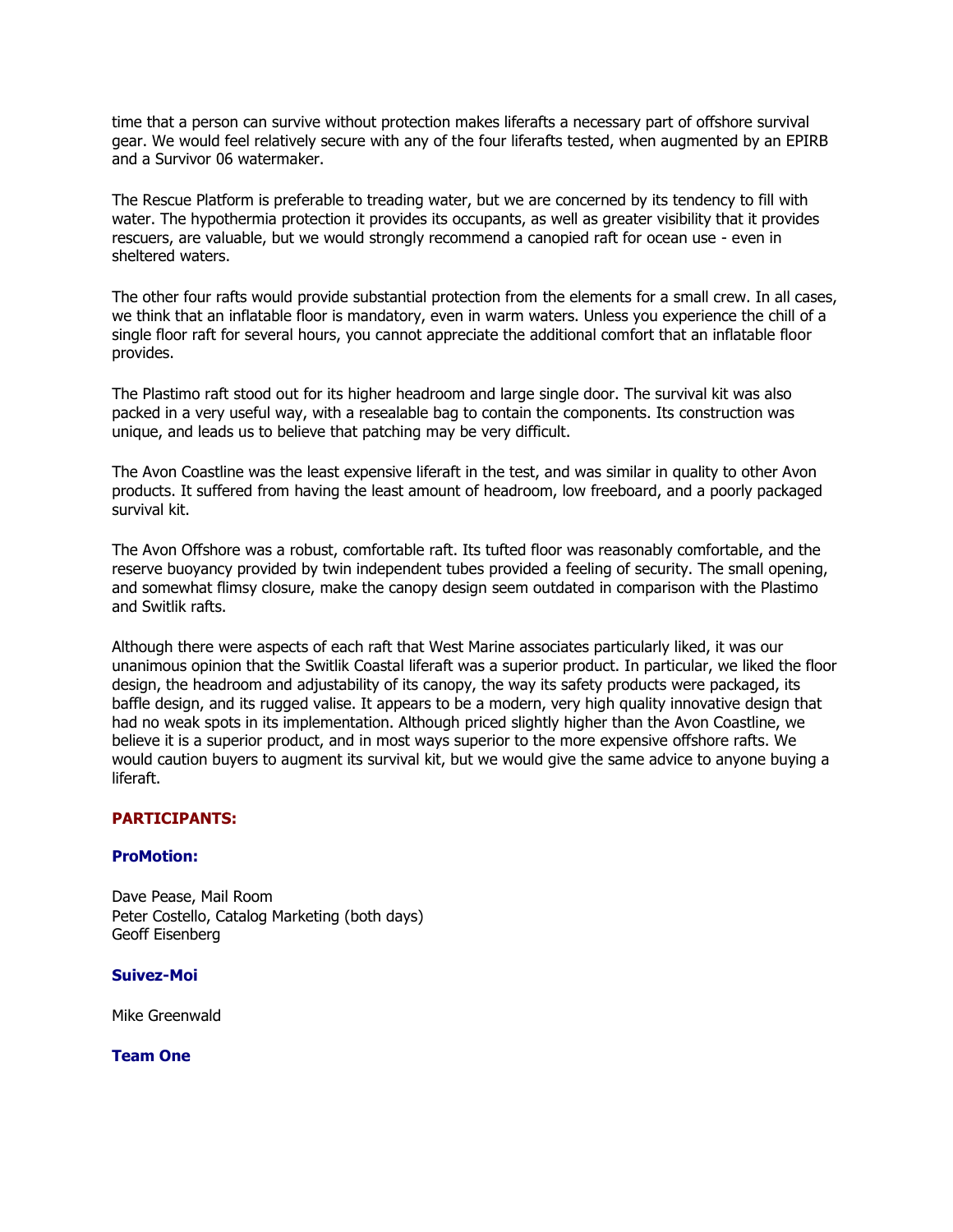time that a person can survive without protection makes liferafts a necessary part of offshore survival gear. We would feel relatively secure with any of the four liferafts tested, when augmented by an EPIRB and a Survivor 06 watermaker.

The Rescue Platform is preferable to treading water, but we are concerned by its tendency to fill with water. The hypothermia protection it provides its occupants, as well as greater visibility that it provides rescuers, are valuable, but we would strongly recommend a canopied raft for ocean use - even in sheltered waters.

The other four rafts would provide substantial protection from the elements for a small crew. In all cases, we think that an inflatable floor is mandatory, even in warm waters. Unless you experience the chill of a single floor raft for several hours, you cannot appreciate the additional comfort that an inflatable floor provides.

The Plastimo raft stood out for its higher headroom and large single door. The survival kit was also packed in a very useful way, with a resealable bag to contain the components. Its construction was unique, and leads us to believe that patching may be very difficult.

The Avon Coastline was the least expensive liferaft in the test, and was similar in quality to other Avon products. It suffered from having the least amount of headroom, low freeboard, and a poorly packaged survival kit.

The Avon Offshore was a robust, comfortable raft. Its tufted floor was reasonably comfortable, and the reserve buoyancy provided by twin independent tubes provided a feeling of security. The small opening, and somewhat flimsy closure, make the canopy design seem outdated in comparison with the Plastimo and Switlik rafts.

Although there were aspects of each raft that West Marine associates particularly liked, it was our unanimous opinion that the Switlik Coastal liferaft was a superior product. In particular, we liked the floor design, the headroom and adjustability of its canopy, the way its safety products were packaged, its baffle design, and its rugged valise. It appears to be a modern, very high quality innovative design that had no weak spots in its implementation. Although priced slightly higher than the Avon Coastline, we believe it is a superior product, and in most ways superior to the more expensive offshore rafts. We would caution buyers to augment its survival kit, but we would give the same advice to anyone buying a liferaft.

## PARTICIPANTS:

### ProMotion:

Dave Pease, Mail Room
Peter Costello, Catalog Marketing (both days)
Geoff Eisenberg

### Suivez-Moi

Mike Greenwald

### Team One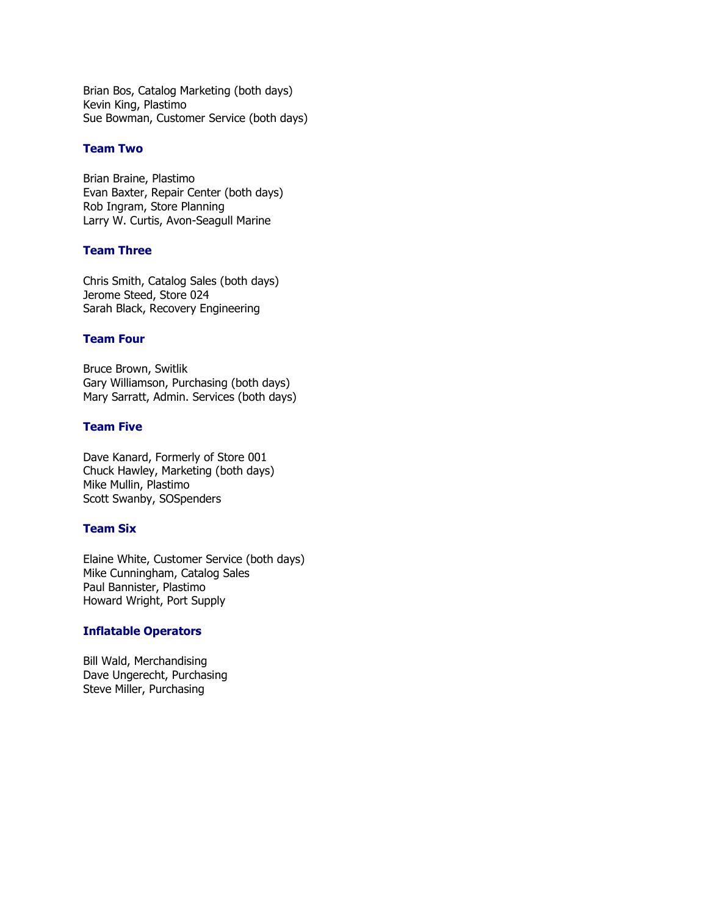Brian Bos, Catalog Marketing (both days)
Kevin King, Plastimo
Sue Bowman, Customer Service (both days)

### Team Two

Brian Braine, Plastimo
Evan Baxter, Repair Center (both days)
Rob Ingram, Store Planning
Larry W. Curtis, Avon-Seagull Marine

### Team Three

Chris Smith, Catalog Sales (both days)
Jerome Steed, Store 024
Sarah Black, Recovery Engineering

### Team Four

Bruce Brown, Switlik
Gary Williamson, Purchasing (both days)
Mary Sarratt, Admin. Services (both days)

### Team Five

Dave Kanard, Formerly of Store 001
Chuck Hawley, Marketing (both days)
Mike Mullin, Plastimo
Scott Swanby, SOSpenders

### Team Six

Elaine White, Customer Service (both days)
Mike Cunningham, Catalog Sales
Paul Bannister, Plastimo
Howard Wright, Port Supply

### Inflatable Operators

Bill Wald, Merchandising
Dave Ungerecht, Purchasing
Steve Miller, Purchasing